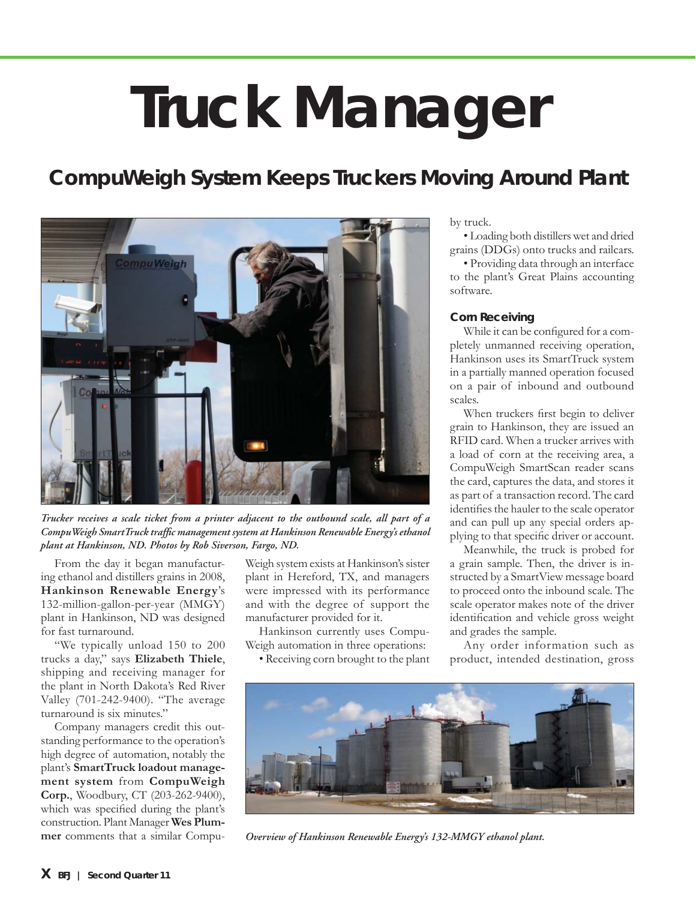# Truck Manager

## CompuWeigh System Keeps Truckers Moving Around Plant

*Trucker receives a scale ticket from a printer adjacent to the outbound scale, all part of a CompuWeigh SmartTruck traffic management system at Hankinson Renewable Energy's ethanol plant at Hankinson, ND. Photos by Rob Siverson, Fargo, ND.*

From the day it began manufacturing ethanol and distillers grains in 2008, **Hankinson Renewable Energy**'s 132-million-gallon-per-year (MMGY) plant in Hankinson, ND was designed for fast turnaround.

"We typically unload 150 to 200 trucks a day," says **Elizabeth Thiele**, shipping and receiving manager for the plant in North Dakota's Red River Valley (701-242-9400). "The average turnaround is six minutes."

Company managers credit this outstanding performance to the operation's high degree of automation, notably the plant's **SmartTruck loadout management system** from **CompuWeigh Corp.**, Woodbury, CT (203-262-9400), which was specified during the plant's construction. Plant Manager **Wes Plummer** comments that a similar CompuWeigh system exists at Hankinson's sister plant in Hereford, TX, and managers were impressed with its performance and with the degree of support the manufacturer provided for it.

Hankinson currently uses CompuWeigh automation in three operations:

- Receiving corn brought to the plant by truck.
- Loading both distillers wet and dried grains (DDGs) onto trucks and railcars.
- Providing data through an interface to the plant's Great Plains accounting software.

### Corn Receiving

While it can be configured for a completely unmanned receiving operation, Hankinson uses its SmartTruck system in a partially manned operation focused on a pair of inbound and outbound scales.

When truckers first begin to deliver grain to Hankinson, they are issued an RFID card. When a trucker arrives with a load of corn at the receiving area, a CompuWeigh SmartScan reader scans the card, captures the data, and stores it as part of a transaction record. The card identifies the hauler to the scale operator and can pull up any special orders applying to that specific driver or account.

Meanwhile, the truck is probed for a grain sample. Then, the driver is instructed by a SmartView message board to proceed onto the inbound scale. The scale operator makes note of the driver identification and vehicle gross weight and grades the sample.

Any order information such as product, intended destination, gross

*Overview of Hankinson Renewable Energy's 132-MMGY ethanol plant.*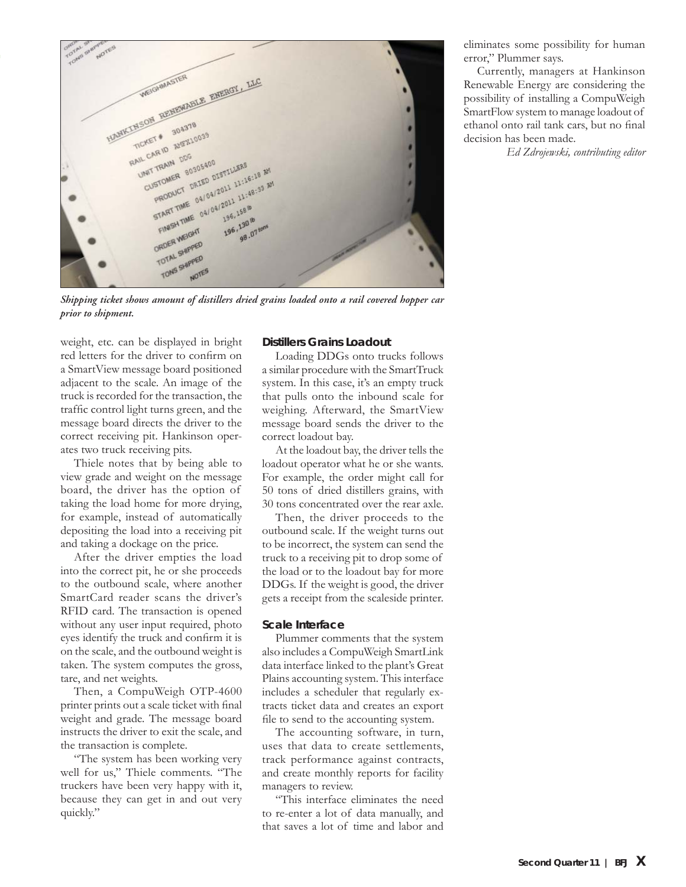*Shipping ticket shows amount of distillers dried grains loaded onto a rail covered hopper car prior to shipment.*

weight, etc. can be displayed in bright red letters for the driver to confirm on a SmartView message board positioned adjacent to the scale. An image of the truck is recorded for the transaction, the traffic control light turns green, and the message board directs the driver to the correct receiving pit. Hankinson operates two truck receiving pits.

Thiele notes that by being able to view grade and weight on the message board, the driver has the option of taking the load home for more drying, for example, instead of automatically depositing the load into a receiving pit and taking a dockage on the price.

After the driver empties the load into the correct pit, he or she proceeds to the outbound scale, where another SmartCard reader scans the driver's RFID card. The transaction is opened without any user input required, photo eyes identify the truck and confirm it is on the scale, and the outbound weight is taken. The system computes the gross, tare, and net weights.

Then, a CompuWeigh OTP-4600 printer prints out a scale ticket with final weight and grade. The message board instructs the driver to exit the scale, and the transaction is complete.

"The system has been working very well for us," Thiele comments. "The truckers have been very happy with it, because they can get in and out very quickly."

### Distillers Grains Loadout

Loading DDGs onto trucks follows a similar procedure with the SmartTruck system. In this case, it's an empty truck that pulls onto the inbound scale for weighing. Afterward, the SmartView message board sends the driver to the correct loadout bay.

At the loadout bay, the driver tells the loadout operator what he or she wants. For example, the order might call for 50 tons of dried distillers grains, with 30 tons concentrated over the rear axle.

Then, the driver proceeds to the outbound scale. If the weight turns out to be incorrect, the system can send the truck to a receiving pit to drop some of the load or to the loadout bay for more DDGs. If the weight is good, the driver gets a receipt from the scaleside printer.

### Scale Interface

Plummer comments that the system also includes a CompuWeigh SmartLink data interface linked to the plant's Great Plains accounting system. This interface includes a scheduler that regularly extracts ticket data and creates an export file to send to the accounting system.

The accounting software, in turn, uses that data to create settlements, track performance against contracts, and create monthly reports for facility managers to review.

"This interface eliminates the need to re-enter a lot of data manually, and that saves a lot of time and labor and eliminates some possibility for human error," Plummer says.

Currently, managers at Hankinson Renewable Energy are considering the possibility of installing a CompuWeigh SmartFlow system to manage loadout of ethanol onto rail tank cars, but no final decision has been made.

*Ed Zdrojewski, contributing editor*